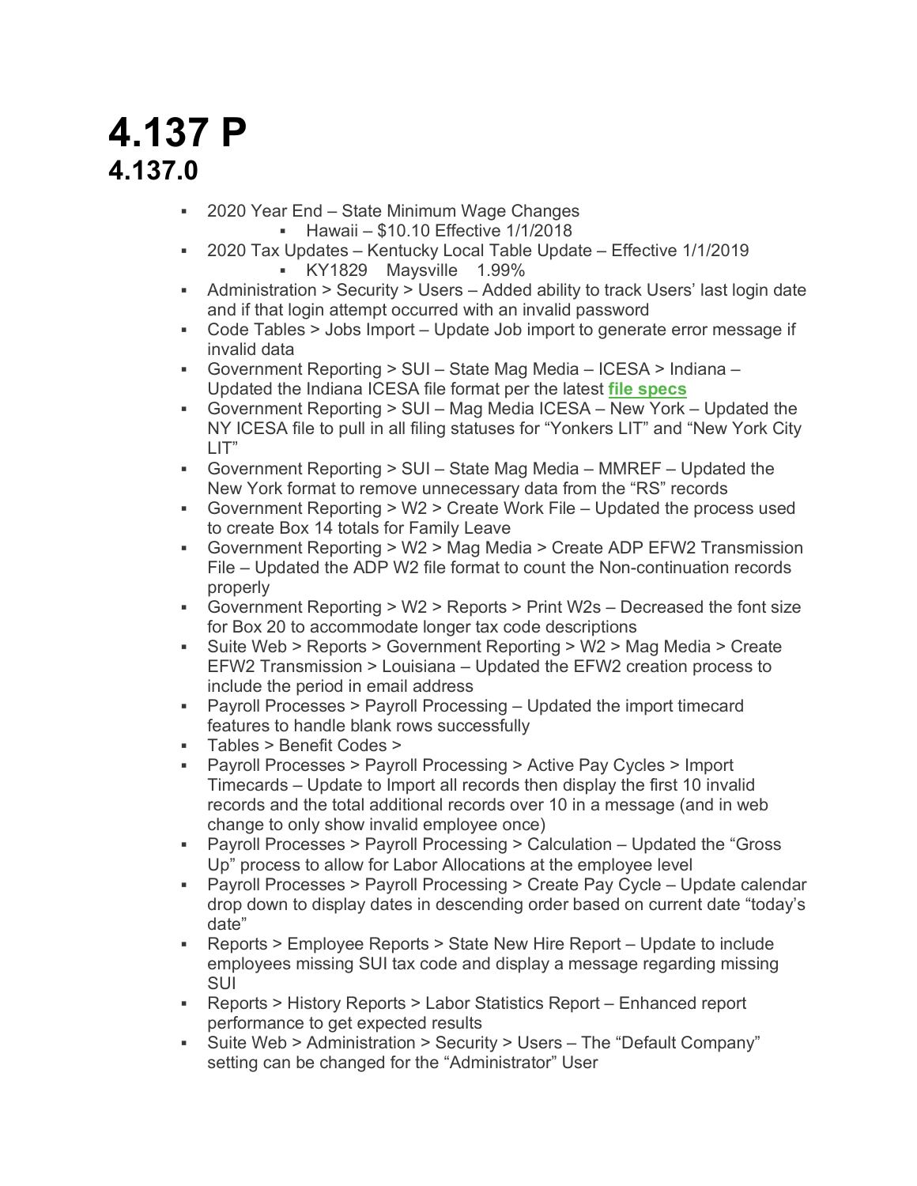# 4.137 P

## 4.137.0

- 2020 Year End – State Minimum Wage Changes
  - Hawaii – $10.10 Effective 1/1/2018
- 2020 Tax Updates – Kentucky Local Table Update – Effective 1/1/2019
  - KY1829 Maysville 1.99%
- Administration > Security > Users – Added ability to track Users' last login date and if that login attempt occurred with an invalid password
- Code Tables > Jobs Import – Update Job import to generate error message if invalid data
- Government Reporting > SUI – State Mag Media – ICESA > Indiana – Updated the Indiana ICESA file format per the latest **file specs**
- Government Reporting > SUI – Mag Media ICESA – New York – Updated the NY ICESA file to pull in all filing statuses for "Yonkers LIT" and "New York City LIT"
- Government Reporting > SUI – State Mag Media – MMREF – Updated the New York format to remove unnecessary data from the "RS" records
- Government Reporting > W2 > Create Work File – Updated the process used to create Box 14 totals for Family Leave
- Government Reporting > W2 > Mag Media > Create ADP EFW2 Transmission File – Updated the ADP W2 file format to count the Non-continuation records properly
- Government Reporting > W2 > Reports > Print W2s – Decreased the font size for Box 20 to accommodate longer tax code descriptions
- Suite Web > Reports > Government Reporting > W2 > Mag Media > Create EFW2 Transmission > Louisiana – Updated the EFW2 creation process to include the period in email address
- Payroll Processes > Payroll Processing – Updated the import timecard features to handle blank rows successfully
- Tables > Benefit Codes >
- Payroll Processes > Payroll Processing > Active Pay Cycles > Import Timecards – Update to Import all records then display the first 10 invalid records and the total additional records over 10 in a message (and in web change to only show invalid employee once)
- Payroll Processes > Payroll Processing > Calculation – Updated the "Gross Up" process to allow for Labor Allocations at the employee level
- Payroll Processes > Payroll Processing > Create Pay Cycle – Update calendar drop down to display dates in descending order based on current date "today's date"
- Reports > Employee Reports > State New Hire Report – Update to include employees missing SUI tax code and display a message regarding missing SUI
- Reports > History Reports > Labor Statistics Report – Enhanced report performance to get expected results
- Suite Web > Administration > Security > Users – The "Default Company" setting can be changed for the "Administrator" User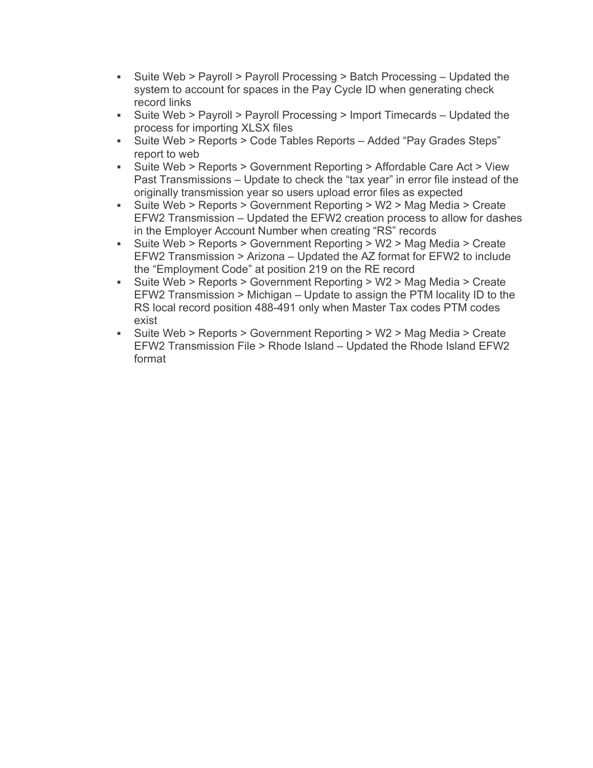- Suite Web > Payroll > Payroll Processing > Batch Processing – Updated the system to account for spaces in the Pay Cycle ID when generating check record links
- Suite Web > Payroll > Payroll Processing > Import Timecards – Updated the process for importing XLSX files
- Suite Web > Reports > Code Tables Reports – Added "Pay Grades Steps" report to web
- Suite Web > Reports > Government Reporting > Affordable Care Act > View Past Transmissions – Update to check the "tax year" in error file instead of the originally transmission year so users upload error files as expected
- Suite Web > Reports > Government Reporting > W2 > Mag Media > Create EFW2 Transmission – Updated the EFW2 creation process to allow for dashes in the Employer Account Number when creating "RS" records
- Suite Web > Reports > Government Reporting > W2 > Mag Media > Create EFW2 Transmission > Arizona – Updated the AZ format for EFW2 to include the "Employment Code" at position 219 on the RE record
- Suite Web > Reports > Government Reporting > W2 > Mag Media > Create EFW2 Transmission > Michigan – Update to assign the PTM locality ID to the RS local record position 488-491 only when Master Tax codes PTM codes exist
- Suite Web > Reports > Government Reporting > W2 > Mag Media > Create EFW2 Transmission File > Rhode Island – Updated the Rhode Island EFW2 format